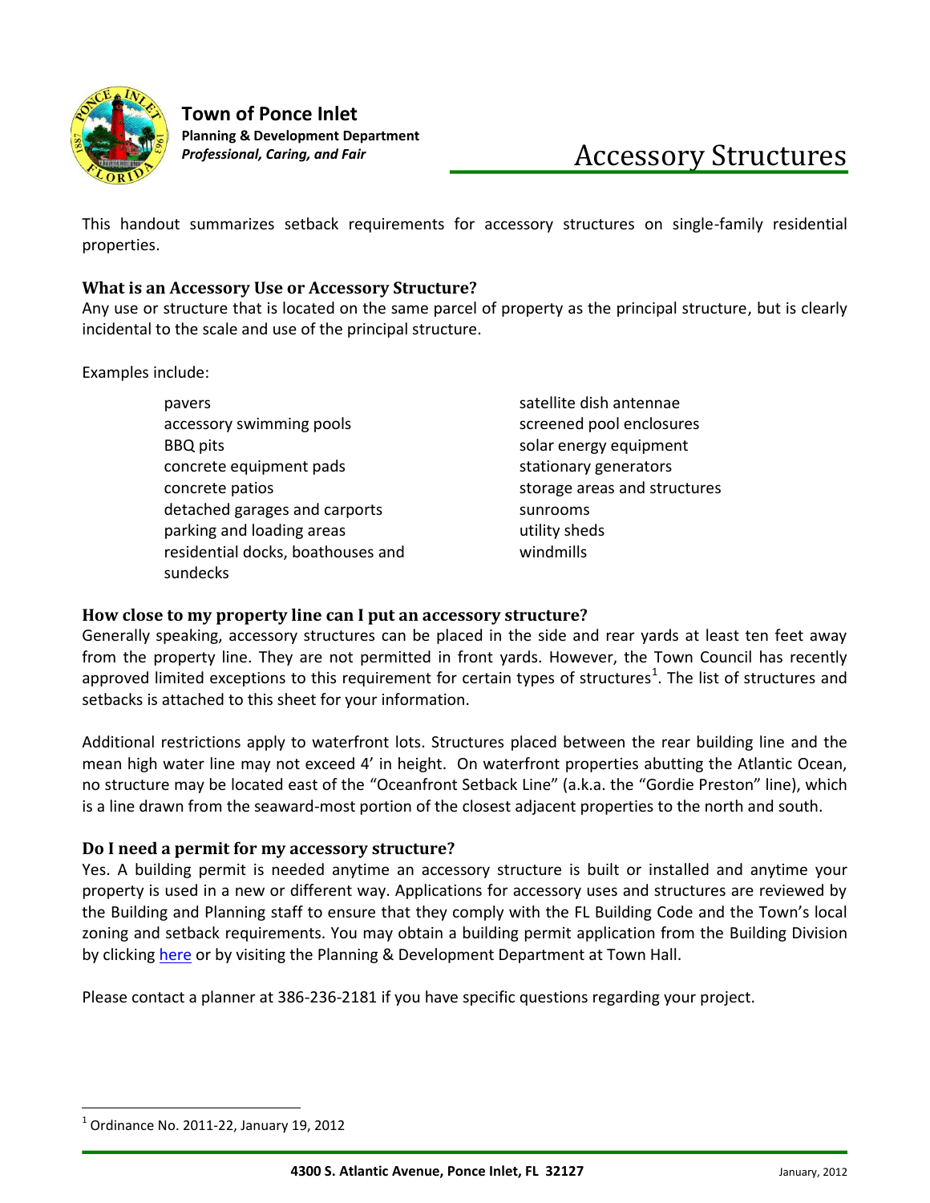**Town of Ponce Inlet**
**Planning & Development Department**
***Professional, Caring, and Fair***

# Accessory Structures

This handout summarizes setback requirements for accessory structures on single-family residential properties.

### What is an Accessory Use or Accessory Structure?

Any use or structure that is located on the same parcel of property as the principal structure, but is clearly incidental to the scale and use of the principal structure.

Examples include:

- pavers
- accessory swimming pools
- BBQ pits
- concrete equipment pads
- concrete patios
- detached garages and carports
- parking and loading areas
- residential docks, boathouses and sundecks
- satellite dish antennae
- screened pool enclosures
- solar energy equipment
- stationary generators
- storage areas and structures
- sunrooms
- utility sheds
- windmills

### How close to my property line can I put an accessory structure?

Generally speaking, accessory structures can be placed in the side and rear yards at least ten feet away from the property line. They are not permitted in front yards. However, the Town Council has recently approved limited exceptions to this requirement for certain types of structures[1]. The list of structures and setbacks is attached to this sheet for your information.

Additional restrictions apply to waterfront lots. Structures placed between the rear building line and the mean high water line may not exceed 4' in height. On waterfront properties abutting the Atlantic Ocean, no structure may be located east of the "Oceanfront Setback Line" (a.k.a. the "Gordie Preston" line), which is a line drawn from the seaward-most portion of the closest adjacent properties to the north and south.

### Do I need a permit for my accessory structure?

Yes. A building permit is needed anytime an accessory structure is built or installed and anytime your property is used in a new or different way. Applications for accessory uses and structures are reviewed by the Building and Planning staff to ensure that they comply with the FL Building Code and the Town's local zoning and setback requirements. You may obtain a building permit application from the Building Division by clicking here or by visiting the Planning & Development Department at Town Hall.

Please contact a planner at 386-236-2181 if you have specific questions regarding your project.

---

[1] Ordinance No. 2011-22, January 19, 2012

4300 S. Atlantic Avenue, Ponce Inlet, FL 32127 — January, 2012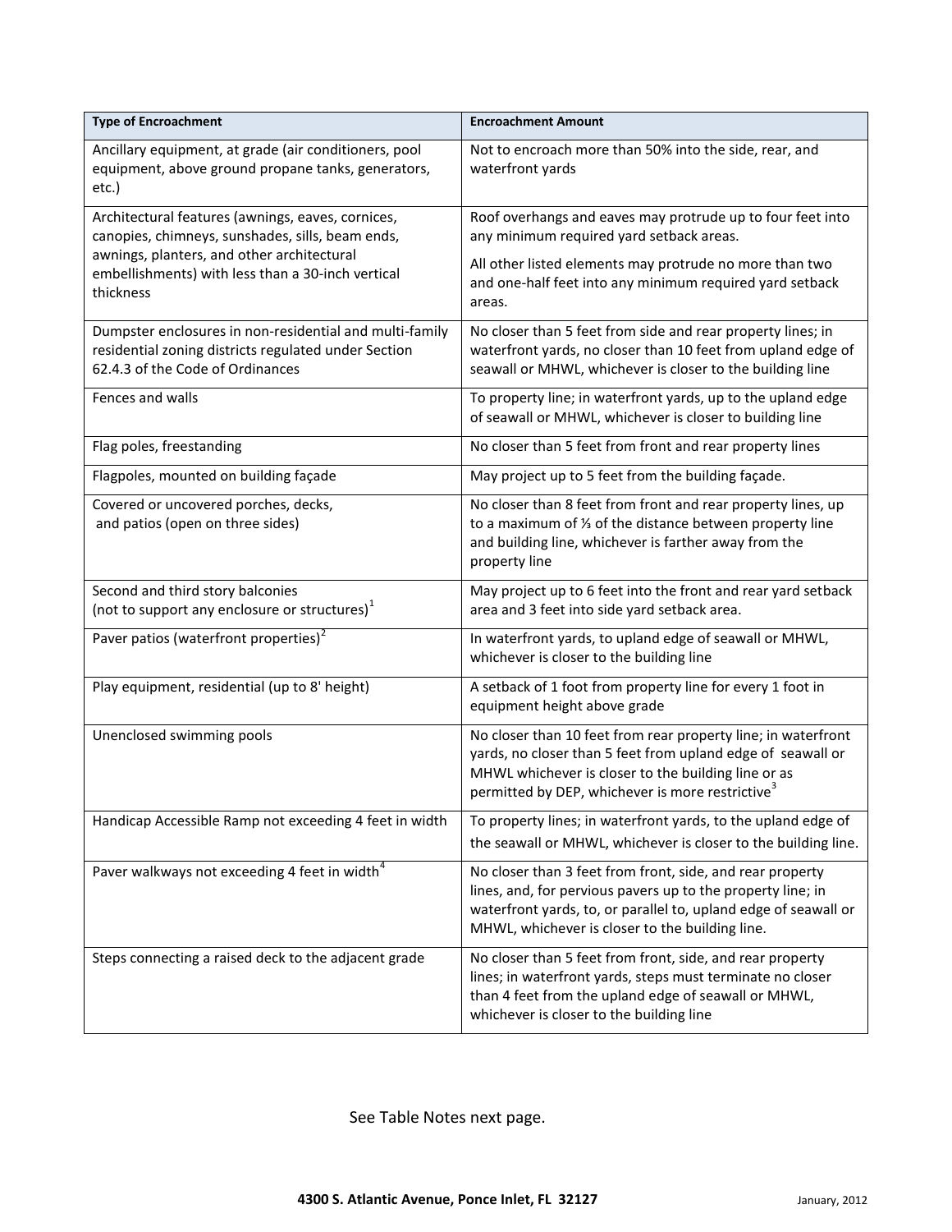| Type of Encroachment | Encroachment Amount |
|---|---|
| Ancillary equipment, at grade (air conditioners, pool equipment, above ground propane tanks, generators, etc.) | Not to encroach more than 50% into the side, rear, and waterfront yards |
| Architectural features (awnings, eaves, cornices, canopies, chimneys, sunshades, sills, beam ends, awnings, planters, and other architectural embellishments) with less than a 30-inch vertical thickness | Roof overhangs and eaves may protrude up to four feet into any minimum required yard setback areas. All other listed elements may protrude no more than two and one-half feet into any minimum required yard setback areas. |
| Dumpster enclosures in non-residential and multi-family residential zoning districts regulated under Section 62.4.3 of the Code of Ordinances | No closer than 5 feet from side and rear property lines; in waterfront yards, no closer than 10 feet from upland edge of seawall or MHWL, whichever is closer to the building line |
| Fences and walls | To property line; in waterfront yards, up to the upland edge of seawall or MHWL, whichever is closer to building line |
| Flag poles, freestanding | No closer than 5 feet from front and rear property lines |
| Flagpoles, mounted on building façade | May project up to 5 feet from the building façade. |
| Covered or uncovered porches, decks, and patios (open on three sides) | No closer than 8 feet from front and rear property lines, up to a maximum of ⅓ of the distance between property line and building line, whichever is farther away from the property line |
| Second and third story balconies (not to support any enclosure or structures)[1] | May project up to 6 feet into the front and rear yard setback area and 3 feet into side yard setback area. |
| Paver patios (waterfront properties)[2] | In waterfront yards, to upland edge of seawall or MHWL, whichever is closer to the building line |
| Play equipment, residential (up to 8' height) | A setback of 1 foot from property line for every 1 foot in equipment height above grade |
| Unenclosed swimming pools | No closer than 10 feet from rear property line; in waterfront yards, no closer than 5 feet from upland edge of seawall or MHWL whichever is closer to the building line or as permitted by DEP, whichever is more restrictive[3] |
| Handicap Accessible Ramp not exceeding 4 feet in width | To property lines; in waterfront yards, to the upland edge of the seawall or MHWL, whichever is closer to the building line. |
| Paver walkways not exceeding 4 feet in width[4] | No closer than 3 feet from front, side, and rear property lines, and, for pervious pavers up to the property line; in waterfront yards, to, or parallel to, upland edge of seawall or MHWL, whichever is closer to the building line. |
| Steps connecting a raised deck to the adjacent grade | No closer than 5 feet from front, side, and rear property lines; in waterfront yards, steps must terminate no closer than 4 feet from the upland edge of seawall or MHWL, whichever is closer to the building line |

See Table Notes next page.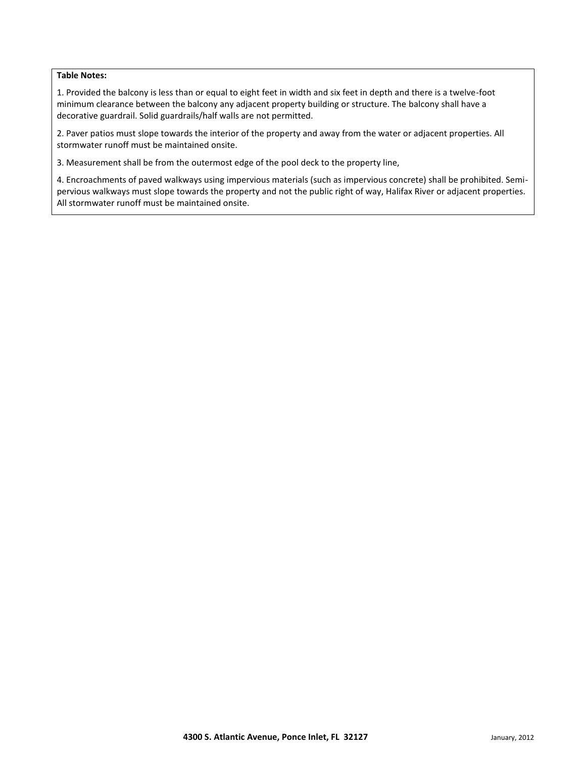**Table Notes:**

1. Provided the balcony is less than or equal to eight feet in width and six feet in depth and there is a twelve-foot minimum clearance between the balcony any adjacent property building or structure. The balcony shall have a decorative guardrail. Solid guardrails/half walls are not permitted.

2. Paver patios must slope towards the interior of the property and away from the water or adjacent properties. All stormwater runoff must be maintained onsite.

3. Measurement shall be from the outermost edge of the pool deck to the property line,

4. Encroachments of paved walkways using impervious materials (such as impervious concrete) shall be prohibited. Semi-pervious walkways must slope towards the property and not the public right of way, Halifax River or adjacent properties. All stormwater runoff must be maintained onsite.